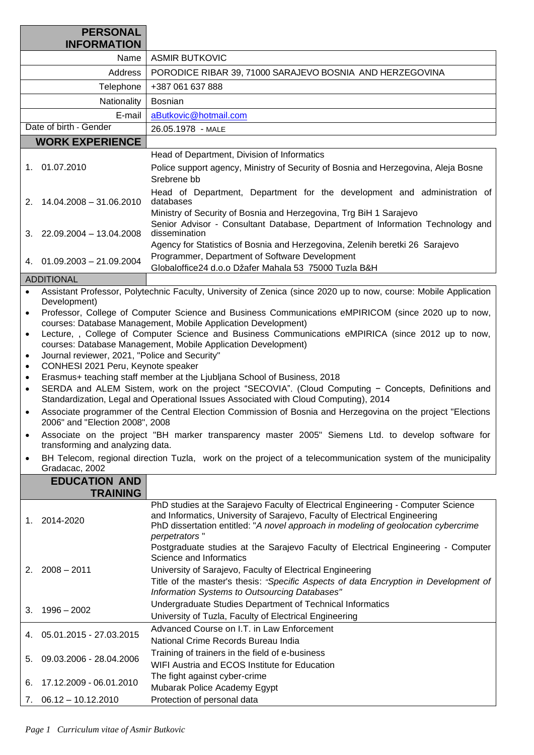## PERSONAL INFORMATION

| | |
|---|---|
| Name | ASMIR BUTKOVIC |
| Address | PORODICE RIBAR 39, 71000 SARAJEVO BOSNIA AND HERZEGOVINA |
| Telephone | +387 061 637 888 |
| Nationality | Bosnian |
| E-mail | aButkovic@hotmail.com |
| Date of birth - Gender | 26.05.1978 - MALE |

## WORK EXPERIENCE

| | |
|---|---|
| 1. 01.07.2010 | Head of Department, Division of Informatics<br>Police support agency, Ministry of Security of Bosnia and Herzegovina, Aleja Bosne Srebrene bb |
| 2. 14.04.2008 – 31.06.2010 | Head of Department, Department for the development and administration of databases<br>Ministry of Security of Bosnia and Herzegovina, Trg BiH 1 Sarajevo |
| 3. 22.09.2004 – 13.04.2008 | Senior Advisor - Consultant Database, Department of Information Technology and dissemination<br>Agency for Statistics of Bosnia and Herzegovina, Zelenih beretki 26 Sarajevo |
| 4. 01.09.2003 – 21.09.2004 | Programmer, Department of Software Development<br>Globaloffice24 d.o.o Džafer Mahala 53 75000 Tuzla B&H |

## ADDITIONAL

- Assistant Professor, Polytechnic Faculty, University of Zenica (since 2020 up to now, course: Mobile Application Development)
- Professor, College of Computer Science and Business Communications eMPIRICOM (since 2020 up to now, courses: Database Management, Mobile Application Development)
- Lecture, , College of Computer Science and Business Communications eMPIRICA (since 2012 up to now, courses: Database Management, Mobile Application Development)
- Journal reviewer, 2021, "Police and Security"
- CONHESI 2021 Peru, Keynote speaker
- Erasmus+ teaching staff member at the Ljubljana School of Business, 2018
- SERDA and ALEM Sistem, work on the project "SECOVIA". (Cloud Computing − Concepts, Definitions and Standardization, Legal and Operational Issues Associated with Cloud Computing), 2014
- Associate programmer of the Central Election Commission of Bosnia and Herzegovina on the project "Elections 2006" and "Election 2008", 2008
- Associate on the project "BH marker transparency master 2005" Siemens Ltd. to develop software for transforming and analyzing data.
- BH Telecom, regional direction Tuzla, work on the project of a telecommunication system of the municipality Gradacac, 2002

## EDUCATION AND TRAINING

| | |
|---|---|
| 1. 2014-2020 | PhD studies at the Sarajevo Faculty of Electrical Engineering - Computer Science and Informatics, University of Sarajevo, Faculty of Electrical Engineering<br>PhD dissertation entitled: "*A novel approach in modeling of geolocation cybercrime perpetrators* " |
| 2. 2008 – 2011 | Postgraduate studies at the Sarajevo Faculty of Electrical Engineering - Computer Science and Informatics<br>University of Sarajevo, Faculty of Electrical Engineering<br>Title of the master's thesis: *"Specific Aspects of data Encryption in Development of Information Systems to Outsourcing Databases"* |
| 3. 1996 – 2002 | Undergraduate Studies Department of Technical Informatics<br>University of Tuzla, Faculty of Electrical Engineering |
| 4. 05.01.2015 - 27.03.2015 | Advanced Course on I.T. in Law Enforcement<br>National Crime Records Bureau India |
| 5. 09.03.2006 - 28.04.2006 | Training of trainers in the field of e-business<br>WIFI Austria and ECOS Institute for Education |
| 6. 17.12.2009 - 06.01.2010 | The fight against cyber-crime<br>Mubarak Police Academy Egypt |
| 7. 06.12 – 10.12.2010 | Protection of personal data |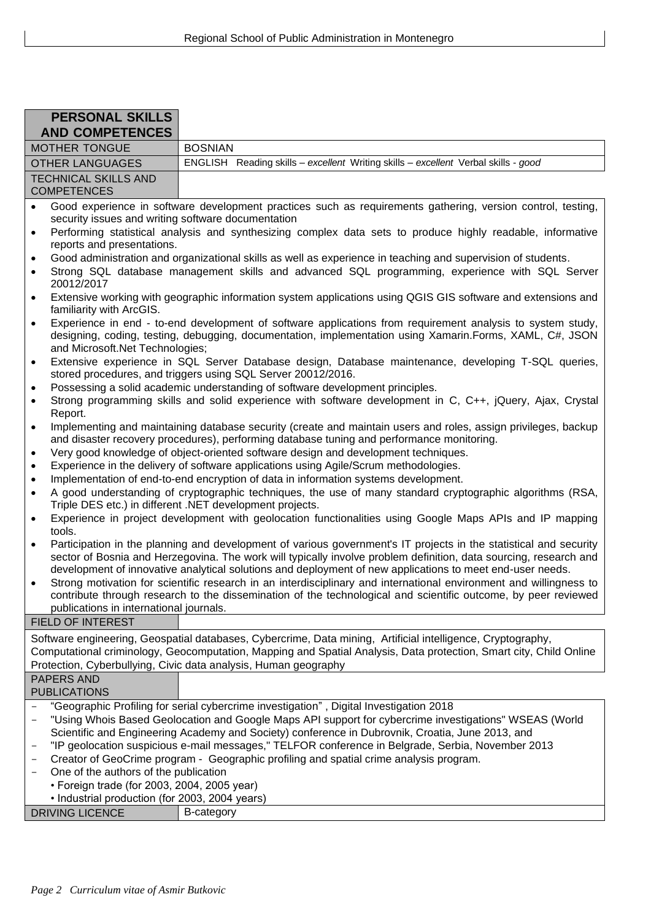## PERSONAL SKILLS AND COMPETENCES

| | |
|---|---|
| MOTHER TONGUE | BOSNIAN |
| OTHER LANGUAGES | ENGLISH Reading skills – *excellent* Writing skills – *excellent* Verbal skills - *good* |

### TECHNICAL SKILLS AND COMPETENCES

- Good experience in software development practices such as requirements gathering, version control, testing, security issues and writing software documentation
- Performing statistical analysis and synthesizing complex data sets to produce highly readable, informative reports and presentations.
- Good administration and organizational skills as well as experience in teaching and supervision of students.
- Strong SQL database management skills and advanced SQL programming, experience with SQL Server 20012/2017
- Extensive working with geographic information system applications using QGIS GIS software and extensions and familiarity with ArcGIS.
- Experience in end - to-end development of software applications from requirement analysis to system study, designing, coding, testing, debugging, documentation, implementation using Xamarin.Forms, XAML, C#, JSON and Microsoft.Net Technologies;
- Extensive experience in SQL Server Database design, Database maintenance, developing T-SQL queries, stored procedures, and triggers using SQL Server 20012/2016.
- Possessing a solid academic understanding of software development principles.
- Strong programming skills and solid experience with software development in C, C++, jQuery, Ajax, Crystal Report.
- Implementing and maintaining database security (create and maintain users and roles, assign privileges, backup and disaster recovery procedures), performing database tuning and performance monitoring.
- Very good knowledge of object-oriented software design and development techniques.
- Experience in the delivery of software applications using Agile/Scrum methodologies.
- Implementation of end-to-end encryption of data in information systems development.
- A good understanding of cryptographic techniques, the use of many standard cryptographic algorithms (RSA, Triple DES etc.) in different .NET development projects.
- Experience in project development with geolocation functionalities using Google Maps APIs and IP mapping tools.
- Participation in the planning and development of various government's IT projects in the statistical and security sector of Bosnia and Herzegovina. The work will typically involve problem definition, data sourcing, research and development of innovative analytical solutions and deployment of new applications to meet end-user needs.
- Strong motivation for scientific research in an interdisciplinary and international environment and willingness to contribute through research to the dissemination of the technological and scientific outcome, by peer reviewed publications in international journals.

### FIELD OF INTEREST

Software engineering, Geospatial databases, Cybercrime, Data mining, Artificial intelligence, Cryptography, Computational criminology, Geocomputation, Mapping and Spatial Analysis, Data protection, Smart city, Child Online Protection, Cyberbullying, Civic data analysis, Human geography

### PAPERS AND PUBLICATIONS

- "Geographic Profiling for serial cybercrime investigation" , Digital Investigation 2018
- "Using Whois Based Geolocation and Google Maps API support for cybercrime investigations" WSEAS (World Scientific and Engineering Academy and Society) conference in Dubrovnik, Croatia, June 2013, and
- "IP geolocation suspicious e-mail messages," TELFOR conference in Belgrade, Serbia, November 2013
- Creator of GeoCrime program - Geographic profiling and spatial crime analysis program.
- One of the authors of the publication
  - Foreign trade (for 2003, 2004, 2005 year)
  - Industrial production (for 2003, 2004 years)

| | |
|---|---|
| DRIVING LICENCE | B-category |